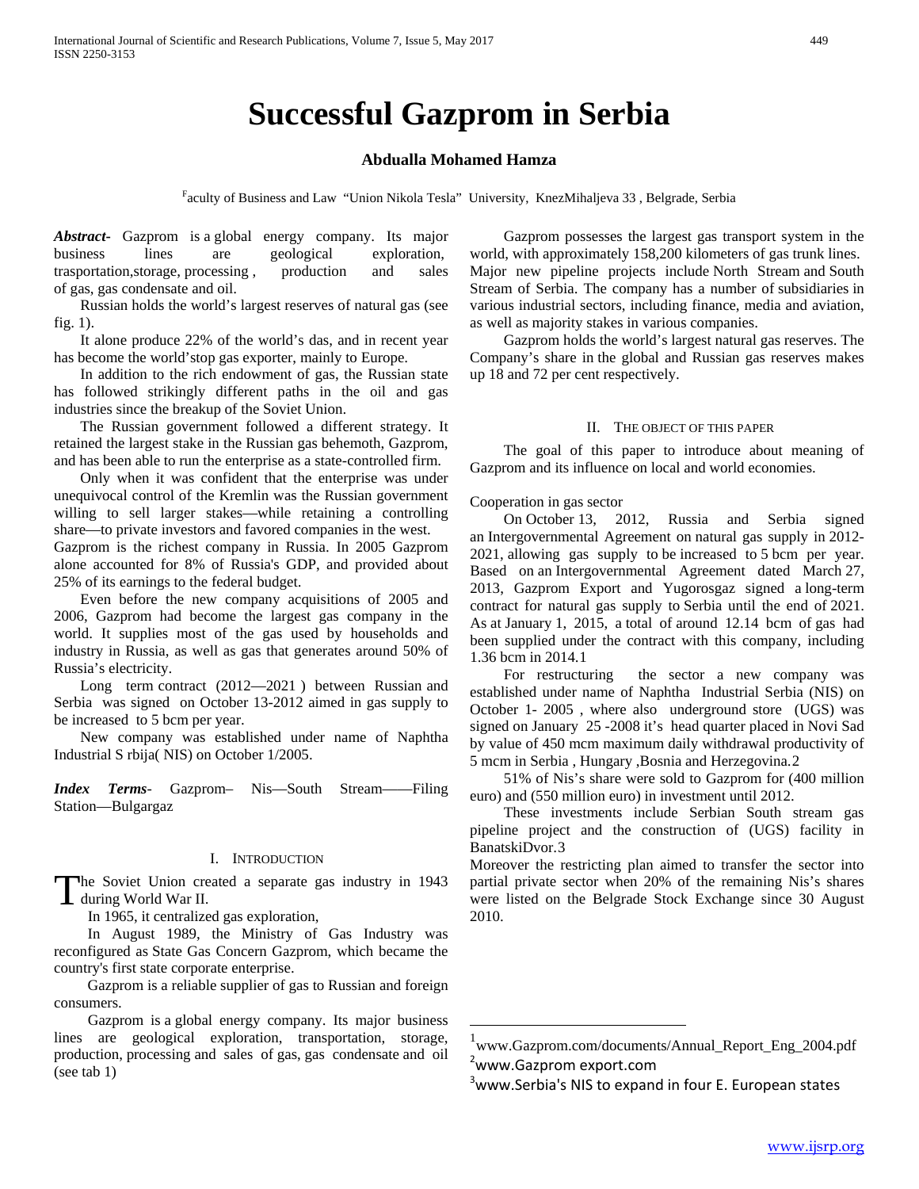# Successful Gazprom in Serbia

**Abdualla Mohamed Hamza**

Faculty of Business and Law "Union Nikola Tesla" University, KnezMihaljeva 33 , Belgrade, Serbia

***Abstract***- Gazprom is a global energy company. Its major business lines are geological exploration, trasportation,storage, processing , production and sales of gas, gas condensate and oil.

Russian holds the world's largest reserves of natural gas (see fig. 1).

It alone produce 22% of the world's das, and in recent year has become the world'stop gas exporter, mainly to Europe.

In addition to the rich endowment of gas, the Russian state has followed strikingly different paths in the oil and gas industries since the breakup of the Soviet Union.

The Russian government followed a different strategy. It retained the largest stake in the Russian gas behemoth, Gazprom, and has been able to run the enterprise as a state-controlled firm.

Only when it was confident that the enterprise was under unequivocal control of the Kremlin was the Russian government willing to sell larger stakes—while retaining a controlling share—to private investors and favored companies in the west.
Gazprom is the richest company in Russia. In 2005 Gazprom alone accounted for 8% of Russia's GDP, and provided about 25% of its earnings to the federal budget.

Even before the new company acquisitions of 2005 and 2006, Gazprom had become the largest gas company in the world. It supplies most of the gas used by households and industry in Russia, as well as gas that generates around 50% of Russia's electricity.

Long term contract (2012—2021 ) between Russian and Serbia was signed on October 13-2012 aimed in gas supply to be increased to 5 bcm per year.

New company was established under name of Naphtha Industrial S rbija( NIS) on October 1/2005.

***Index Terms***- Gazprom– Nis—South Stream——Filing Station—Bulgargaz

## I. Introduction

The Soviet Union created a separate gas industry in 1943 during World War II.

In 1965, it centralized gas exploration,

In August 1989, the Ministry of Gas Industry was reconfigured as State Gas Concern Gazprom, which became the country's first state corporate enterprise.

Gazprom is a reliable supplier of gas to Russian and foreign consumers.

Gazprom is a global energy company. Its major business lines are geological exploration, transportation, storage, production, processing and sales of gas, gas condensate and oil (see tab 1)

Gazprom possesses the largest gas transport system in the world, with approximately 158,200 kilometers of gas trunk lines. Major new pipeline projects include North Stream and South Stream of Serbia. The company has a number of subsidiaries in various industrial sectors, including finance, media and aviation, as well as majority stakes in various companies.

Gazprom holds the world's largest natural gas reserves. The Company's share in the global and Russian gas reserves makes up 18 and 72 per cent respectively.

## II. The object of this paper

The goal of this paper to introduce about meaning of Gazprom and its influence on local and world economies.

Cooperation in gas sector

On October 13, 2012, Russia and Serbia signed an Intergovernmental Agreement on natural gas supply in 2012-2021, allowing gas supply to be increased to 5 bcm per year. Based on an Intergovernmental Agreement dated March 27, 2013, Gazprom Export and Yugorosgaz signed a long-term contract for natural gas supply to Serbia until the end of 2021. As at January 1, 2015, a total of around 12.14 bcm of gas had been supplied under the contract with this company, including 1.36 bcm in 2014.[1]

For restructuring the sector a new company was established under name of Naphtha Industrial Serbia (NIS) on October 1- 2005 , where also underground store (UGS) was signed on January 25 -2008 it's head quarter placed in Novi Sad by value of 450 mcm maximum daily withdrawal productivity of 5 mcm in Serbia , Hungary ,Bosnia and Herzegovina.[2]

51% of Nis's share were sold to Gazprom for (400 million euro) and (550 million euro) in investment until 2012.

These investments include Serbian South stream gas pipeline project and the construction of (UGS) facility in BanatskiDvor.[3]

Moreover the restricting plan aimed to transfer the sector into partial private sector when 20% of the remaining Nis's shares were listed on the Belgrade Stock Exchange since 30 August 2010.

---

[1] www.Gazprom.com/documents/Annual_Report_Eng_2004.pdf

[2] www.Gazprom export.com

[3] www.Serbia's NIS to expand in four E. European states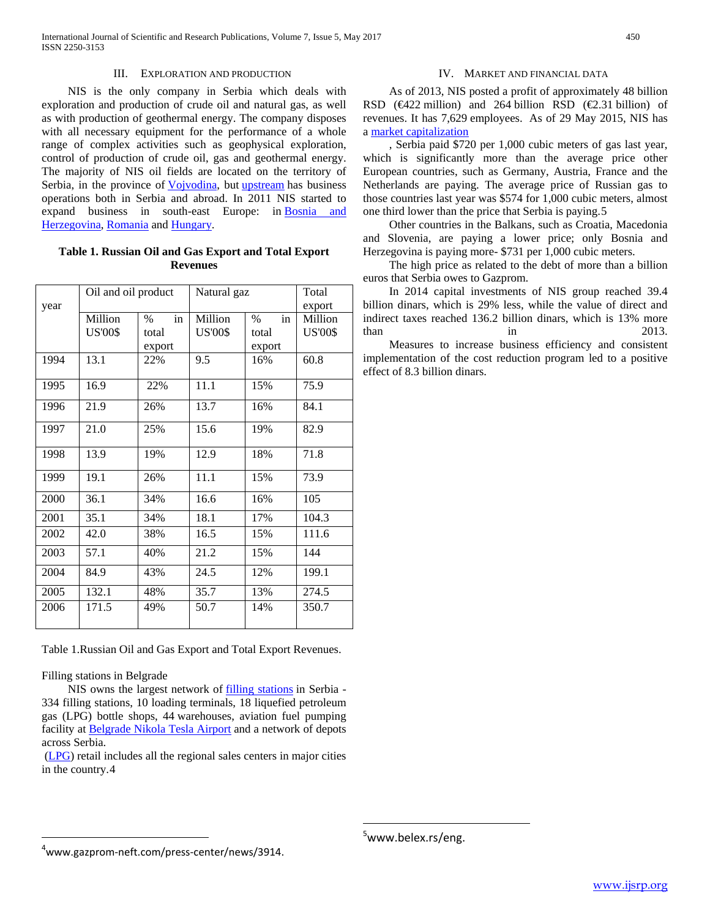## III. Exploration and Production

NIS is the only company in Serbia which deals with exploration and production of crude oil and natural gas, as well as with production of geothermal energy. The company disposes with all necessary equipment for the performance of a whole range of complex activities such as geophysical exploration, control of production of crude oil, gas and geothermal energy. The majority of NIS oil fields are located on the territory of Serbia, in the province of Vojvodina, but upstream has business operations both in Serbia and abroad. In 2011 NIS started to expand business in south-east Europe: in Bosnia and Herzegovina, Romania and Hungary.

**Table 1. Russian Oil and Gas Export and Total Export Revenues**

| year | Oil and oil product | | Natural gaz | | Total export |
|---|---|---|---|---|---|
| | Million US'00$ | % in total export | Million US'00$ | % in total export | Million US'00$ |
| 1994 | 13.1 | 22% | 9.5 | 16% | 60.8 |
| 1995 | 16.9 | 22% | 11.1 | 15% | 75.9 |
| 1996 | 21.9 | 26% | 13.7 | 16% | 84.1 |
| 1997 | 21.0 | 25% | 15.6 | 19% | 82.9 |
| 1998 | 13.9 | 19% | 12.9 | 18% | 71.8 |
| 1999 | 19.1 | 26% | 11.1 | 15% | 73.9 |
| 2000 | 36.1 | 34% | 16.6 | 16% | 105 |
| 2001 | 35.1 | 34% | 18.1 | 17% | 104.3 |
| 2002 | 42.0 | 38% | 16.5 | 15% | 111.6 |
| 2003 | 57.1 | 40% | 21.2 | 15% | 144 |
| 2004 | 84.9 | 43% | 24.5 | 12% | 199.1 |
| 2005 | 132.1 | 48% | 35.7 | 13% | 274.5 |
| 2006 | 171.5 | 49% | 50.7 | 14% | 350.7 |

Table 1.Russian Oil and Gas Export and Total Export Revenues.

Filling stations in Belgrade

NIS owns the largest network of filling stations in Serbia - 334 filling stations, 10 loading terminals, 18 liquefied petroleum gas (LPG) bottle shops, 44 warehouses, aviation fuel pumping facility at Belgrade Nikola Tesla Airport and a network of depots across Serbia.

(LPG) retail includes all the regional sales centers in major cities in the country.4

## IV. Market and Financial Data

As of 2013, NIS posted a profit of approximately 48 billion RSD (€422 million) and 264 billion RSD (€2.31 billion) of revenues. It has 7,629 employees. As of 29 May 2015, NIS has a market capitalization

, Serbia paid $720 per 1,000 cubic meters of gas last year, which is significantly more than the average price other European countries, such as Germany, Austria, France and the Netherlands are paying. The average price of Russian gas to those countries last year was $574 for 1,000 cubic meters, almost one third lower than the price that Serbia is paying.5

Other countries in the Balkans, such as Croatia, Macedonia and Slovenia, are paying a lower price; only Bosnia and Herzegovina is paying more- $731 per 1,000 cubic meters.

The high price as related to the debt of more than a billion euros that Serbia owes to Gazprom.

In 2014 capital investments of NIS group reached 39.4 billion dinars, which is 29% less, while the value of direct and indirect taxes reached 136.2 billion dinars, which is 13% more than in 2013.

Measures to increase business efficiency and consistent implementation of the cost reduction program led to a positive effect of 8.3 billion dinars.

---

[4] www.gazprom-neft.com/press-center/news/3914.

[5] www.belex.rs/eng.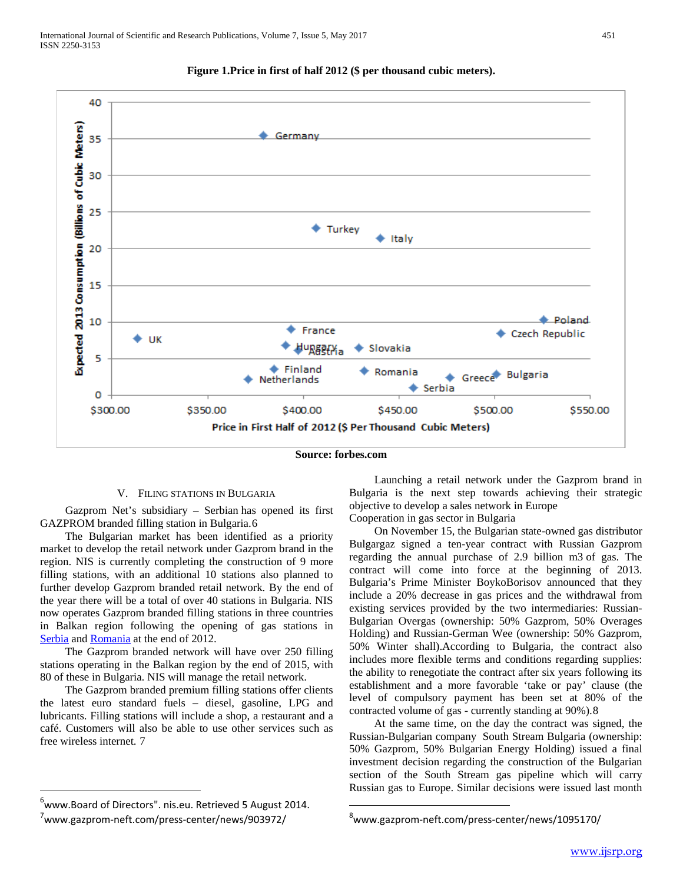**Figure 1.Price in first of half 2012 ($ per thousand cubic meters).**

**Source: forbes.com**

## V. FILING STATIONS IN BULGARIA

Gazprom Net's subsidiary – Serbian has opened its first GAZPROM branded filling station in Bulgaria.[6]

The Bulgarian market has been identified as a priority market to develop the retail network under Gazprom brand in the region. NIS is currently completing the construction of 9 more filling stations, with an additional 10 stations also planned to further develop Gazprom branded retail network. By the end of the year there will be a total of over 40 stations in Bulgaria. NIS now operates Gazprom branded filling stations in three countries in Balkan region following the opening of gas stations in Serbia and Romania at the end of 2012.

The Gazprom branded network will have over 250 filling stations operating in the Balkan region by the end of 2015, with 80 of these in Bulgaria. NIS will manage the retail network.

The Gazprom branded premium filling stations offer clients the latest euro standard fuels – diesel, gasoline, LPG and lubricants. Filling stations will include a shop, a restaurant and a café. Customers will also be able to use other services such as free wireless internet. [7]

Launching a retail network under the Gazprom brand in Bulgaria is the next step towards achieving their strategic objective to develop a sales network in Europe

Cooperation in gas sector in Bulgaria

On November 15, the Bulgarian state-owned gas distributor Bulgargaz signed a ten-year contract with Russian Gazprom regarding the annual purchase of 2.9 billion m3 of gas. The contract will come into force at the beginning of 2013. Bulgaria's Prime Minister BoykoBorisov announced that they include a 20% decrease in gas prices and the withdrawal from existing services provided by the two intermediaries: Russian-Bulgarian Overgas (ownership: 50% Gazprom, 50% Overages Holding) and Russian-German Wee (ownership: 50% Gazprom, 50% Winter shall).According to Bulgaria, the contract also includes more flexible terms and conditions regarding supplies: the ability to renegotiate the contract after six years following its establishment and a more favorable 'take or pay' clause (the level of compulsory payment has been set at 80% of the contracted volume of gas - currently standing at 90%).[8]

At the same time, on the day the contract was signed, the Russian-Bulgarian company South Stream Bulgaria (ownership: 50% Gazprom, 50% Bulgarian Energy Holding) issued a final investment decision regarding the construction of the Bulgarian section of the South Stream gas pipeline which will carry Russian gas to Europe. Similar decisions were issued last month

---

[6] www.Board of Directors". nis.eu. Retrieved 5 August 2014.

[7] www.gazprom-neft.com/press-center/news/903972/

[8] www.gazprom-neft.com/press-center/news/1095170/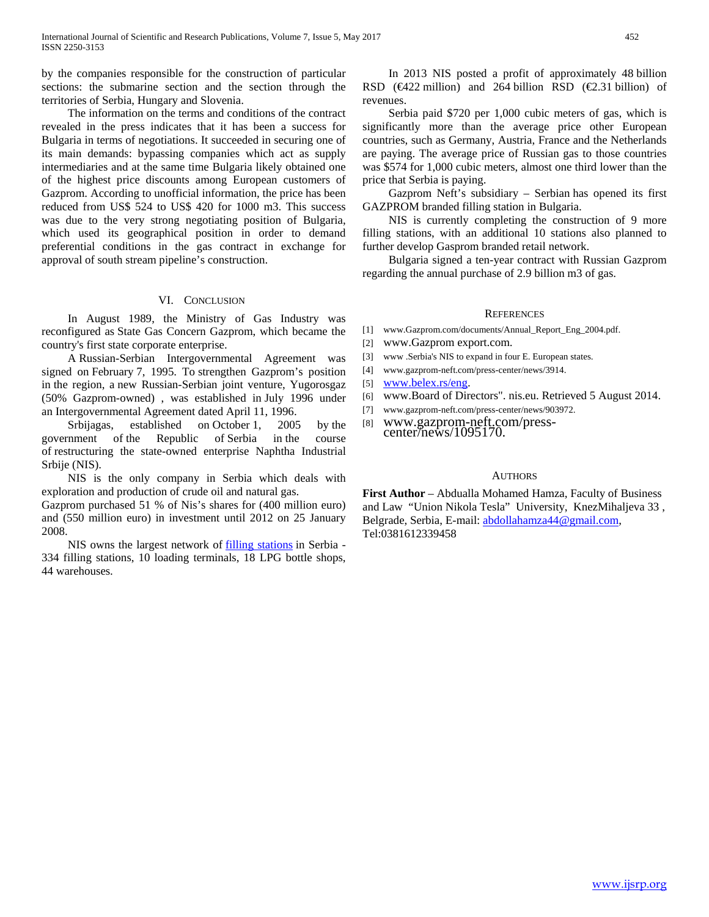by the companies responsible for the construction of particular sections: the submarine section and the section through the territories of Serbia, Hungary and Slovenia.

The information on the terms and conditions of the contract revealed in the press indicates that it has been a success for Bulgaria in terms of negotiations. It succeeded in securing one of its main demands: bypassing companies which act as supply intermediaries and at the same time Bulgaria likely obtained one of the highest price discounts among European customers of Gazprom. According to unofficial information, the price has been reduced from US$ 524 to US$ 420 for 1000 m3. This success was due to the very strong negotiating position of Bulgaria, which used its geographical position in order to demand preferential conditions in the gas contract in exchange for approval of south stream pipeline's construction.

## VI. Conclusion

In August 1989, the Ministry of Gas Industry was reconfigured as State Gas Concern Gazprom, which became the country's first state corporate enterprise.

A Russian-Serbian Intergovernmental Agreement was signed on February 7, 1995. To strengthen Gazprom's position in the region, a new Russian-Serbian joint venture, Yugorosgaz (50% Gazprom-owned) , was established in July 1996 under an Intergovernmental Agreement dated April 11, 1996.

Srbijagas, established on October 1, 2005 by the government of the Republic of Serbia in the course of restructuring the state-owned enterprise Naphtha Industrial Srbije (NIS).

NIS is the only company in Serbia which deals with exploration and production of crude oil and natural gas.

Gazprom purchased 51 % of Nis's shares for (400 million euro) and (550 million euro) in investment until 2012 on 25 January 2008.

NIS owns the largest network of filling stations in Serbia - 334 filling stations, 10 loading terminals, 18 LPG bottle shops, 44 warehouses.

In 2013 NIS posted a profit of approximately 48 billion RSD (€422 million) and 264 billion RSD (€2.31 billion) of revenues.

Serbia paid $720 per 1,000 cubic meters of gas, which is significantly more than the average price other European countries, such as Germany, Austria, France and the Netherlands are paying. The average price of Russian gas to those countries was $574 for 1,000 cubic meters, almost one third lower than the price that Serbia is paying.

Gazprom Neft's subsidiary – Serbian has opened its first GAZPROM branded filling station in Bulgaria.

NIS is currently completing the construction of 9 more filling stations, with an additional 10 stations also planned to further develop Gasprom branded retail network.

Bulgaria signed a ten-year contract with Russian Gazprom regarding the annual purchase of 2.9 billion m3 of gas.

## References

[1] www.Gazprom.com/documents/Annual_Report_Eng_2004.pdf.

[2] www.Gazprom export.com.

[3] www .Serbia's NIS to expand in four E. European states.

[4] www.gazprom-neft.com/press-center/news/3914.

[5] www.belex.rs/eng.

[6] www.Board of Directors". nis.eu. Retrieved 5 August 2014.

[7] www.gazprom-neft.com/press-center/news/903972.

[8] www.gazprom-neft.com/press-center/news/1095170.

## Authors

**First Author** – Abdualla Mohamed Hamza, Faculty of Business and Law "Union Nikola Tesla" University, KnezMihaljeva 33 , Belgrade, Serbia, E-mail: abdollahamza44@gmail.com, Tel:0381612339458